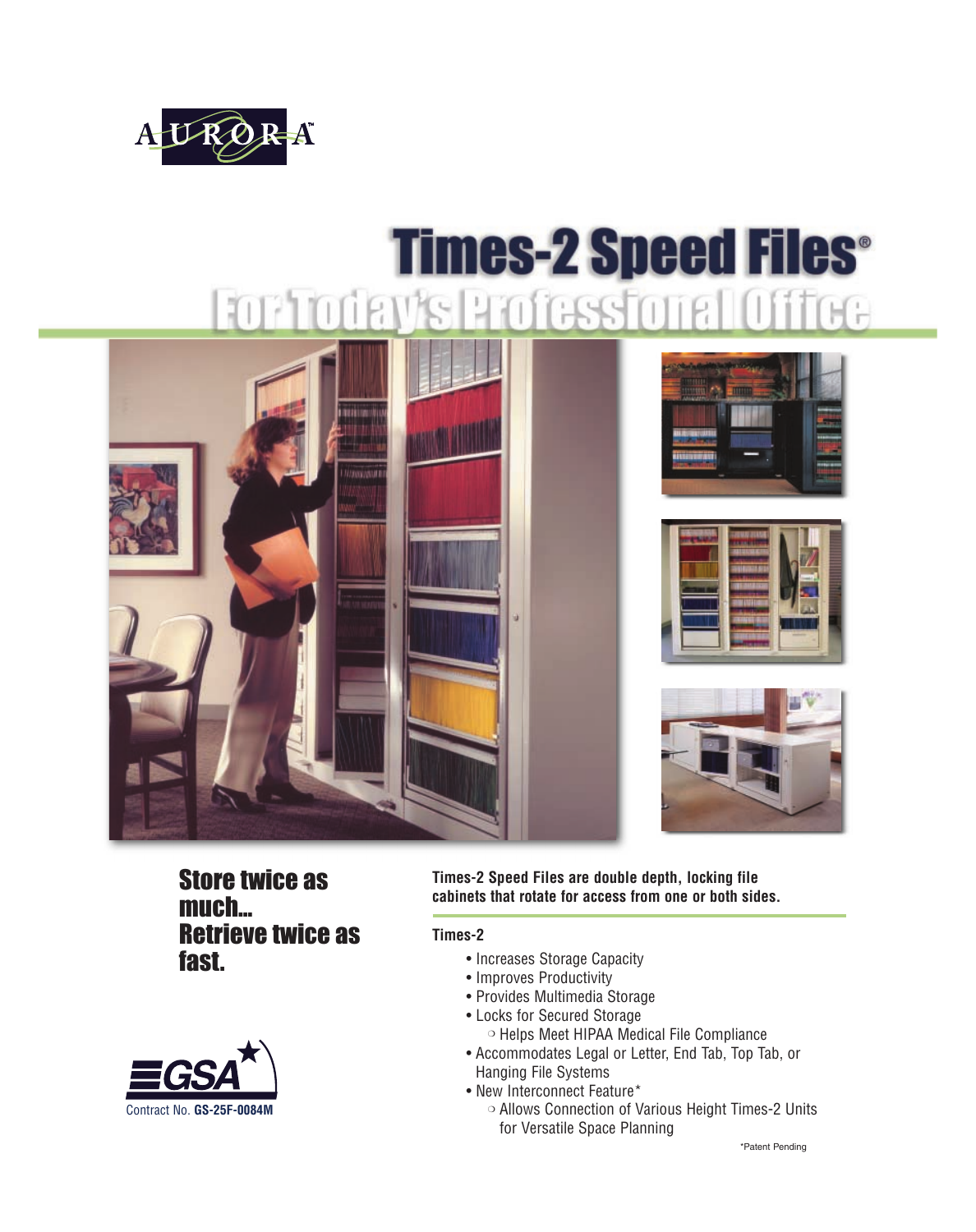AURORA™

# Times-2 Speed Files®

## For Today's Professional Office

## Store twice as much... Retrieve twice as fast.

**Times-2 Speed Files are double depth, locking file cabinets that rotate for access from one or both sides.**

**Times-2**

- Increases Storage Capacity
- Improves Productivity
- Provides Multimedia Storage
- Locks for Secured Storage
  - Helps Meet HIPAA Medical File Compliance
- Accommodates Legal or Letter, End Tab, Top Tab, or Hanging File Systems
- New Interconnect Feature*
  - Allows Connection of Various Height Times-2 Units for Versatile Space Planning

*Patent Pending

GSA

Contract No. **GS-25F-0084M**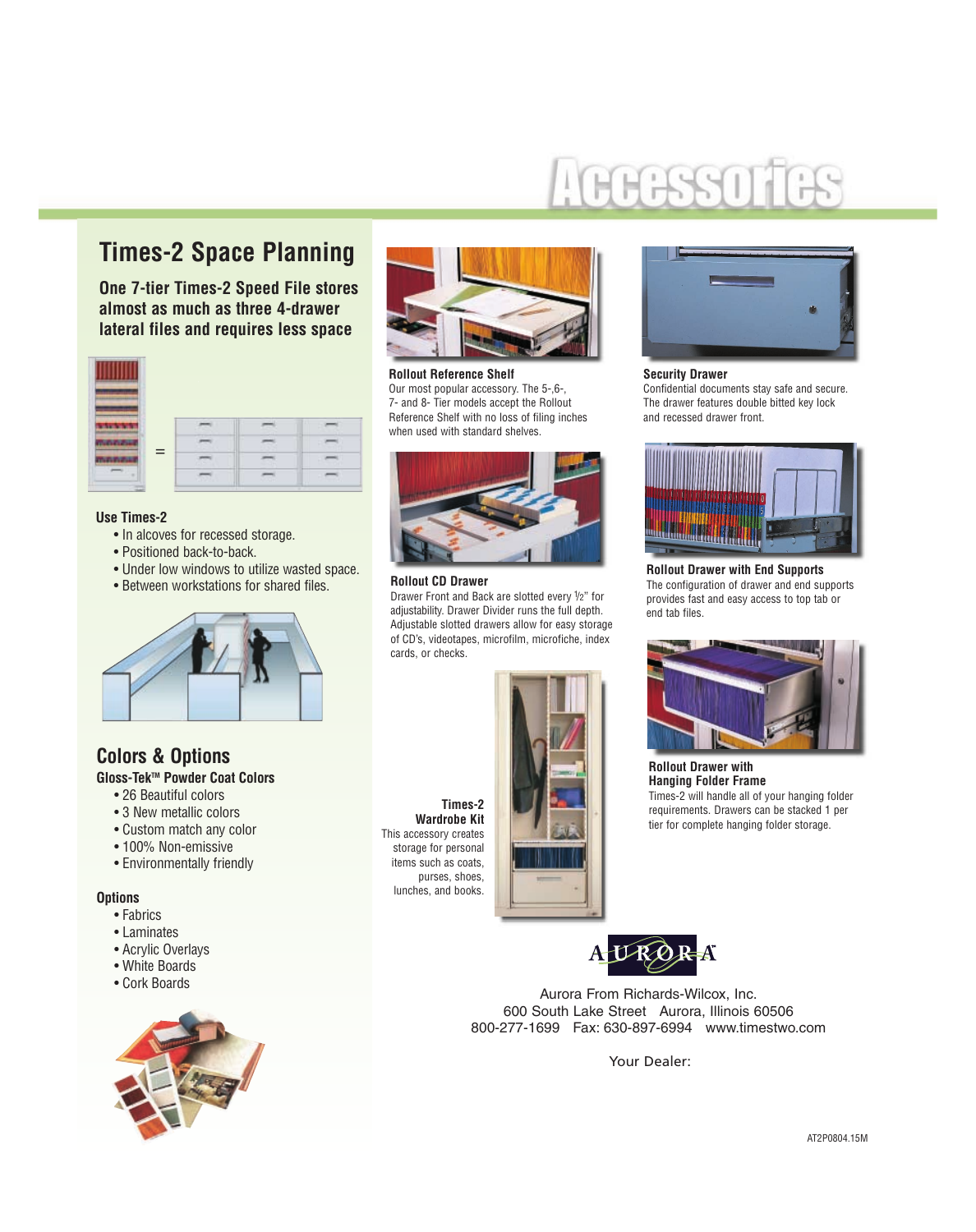# Accessories

## Times-2 Space Planning

**One 7-tier Times-2 Speed File stores almost as much as three 4-drawer lateral files and requires less space**

=

**Use Times-2**

- In alcoves for recessed storage.
- Positioned back-to-back.
- Under low windows to utilize wasted space.
- Between workstations for shared files.

## Colors & Options

**Gloss-Tek™ Powder Coat Colors**

- 26 Beautiful colors
- 3 New metallic colors
- Custom match any color
- 100% Non-emissive
- Environmentally friendly

**Options**

- Fabrics
- Laminates
- Acrylic Overlays
- White Boards
- Cork Boards

**Rollout Reference Shelf**
Our most popular accessory. The 5-,6-, 7- and 8- Tier models accept the Rollout Reference Shelf with no loss of filing inches when used with standard shelves.

**Rollout CD Drawer**
Drawer Front and Back are slotted every ½" for adjustability. Drawer Divider runs the full depth. Adjustable slotted drawers allow for easy storage of CD's, videotapes, microfilm, microfiche, index cards, or checks.

**Times-2 Wardrobe Kit**
This accessory creates storage for personal items such as coats, purses, shoes, lunches, and books.

**Security Drawer**
Confidential documents stay safe and secure. The drawer features double bitted key lock and recessed drawer front.

**Rollout Drawer with End Supports**
The configuration of drawer and end supports provides fast and easy access to top tab or end tab files.

**Rollout Drawer with Hanging Folder Frame**
Times-2 will handle all of your hanging folder requirements. Drawers can be stacked 1 per tier for complete hanging folder storage.

AURORA

Aurora From Richards-Wilcox, Inc.
600 South Lake Street Aurora, Illinois 60506
800-277-1699 Fax: 630-897-6994 www.timestwo.com

Your Dealer:

AT2P0804.15M